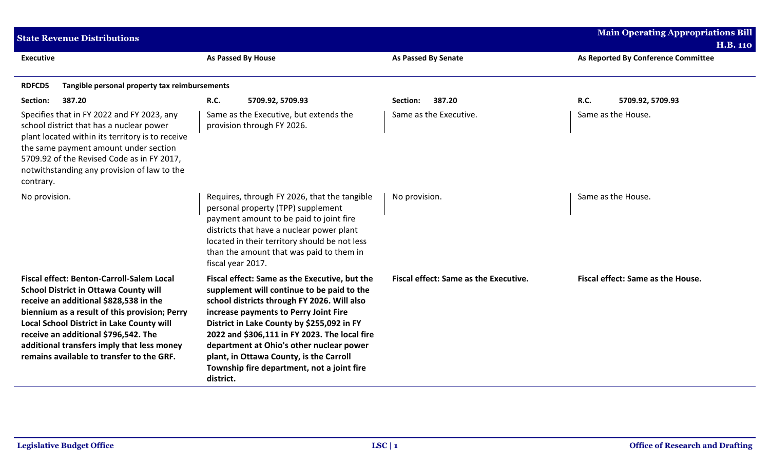| Executive | As Passed By House | As Passed By Senate | As Reported By Conference Committee |
|---|---|---|---|
| **RDFCD5** Tangible personal property tax reimbursements | | | |
| Section: 387.20 | R.C. 5709.92, 5709.93 | Section: 387.20 | R.C. 5709.92, 5709.93 |
| Specifies that in FY 2022 and FY 2023, any school district that has a nuclear power plant located within its territory is to receive the same payment amount under section 5709.92 of the Revised Code as in FY 2017, notwithstanding any provision of law to the contrary. | Same as the Executive, but extends the provision through FY 2026. | Same as the Executive. | Same as the House. |
| No provision. | Requires, through FY 2026, that the tangible personal property (TPP) supplement payment amount to be paid to joint fire districts that have a nuclear power plant located in their territory should be not less than the amount that was paid to them in fiscal year 2017. | No provision. | Same as the House. |
| **Fiscal effect: Benton-Carroll-Salem Local School District in Ottawa County will receive an additional $828,538 in the biennium as a result of this provision; Perry Local School District in Lake County will receive an additional $796,542. The additional transfers imply that less money remains available to transfer to the GRF.** | **Fiscal effect: Same as the Executive, but the supplement will continue to be paid to the school districts through FY 2026. Will also increase payments to Perry Joint Fire District in Lake County by $255,092 in FY 2022 and $306,111 in FY 2023. The local fire department at Ohio's other nuclear power plant, in Ottawa County, is the Carroll Township fire department, not a joint fire district.** | **Fiscal effect: Same as the Executive.** | **Fiscal effect: Same as the House.** |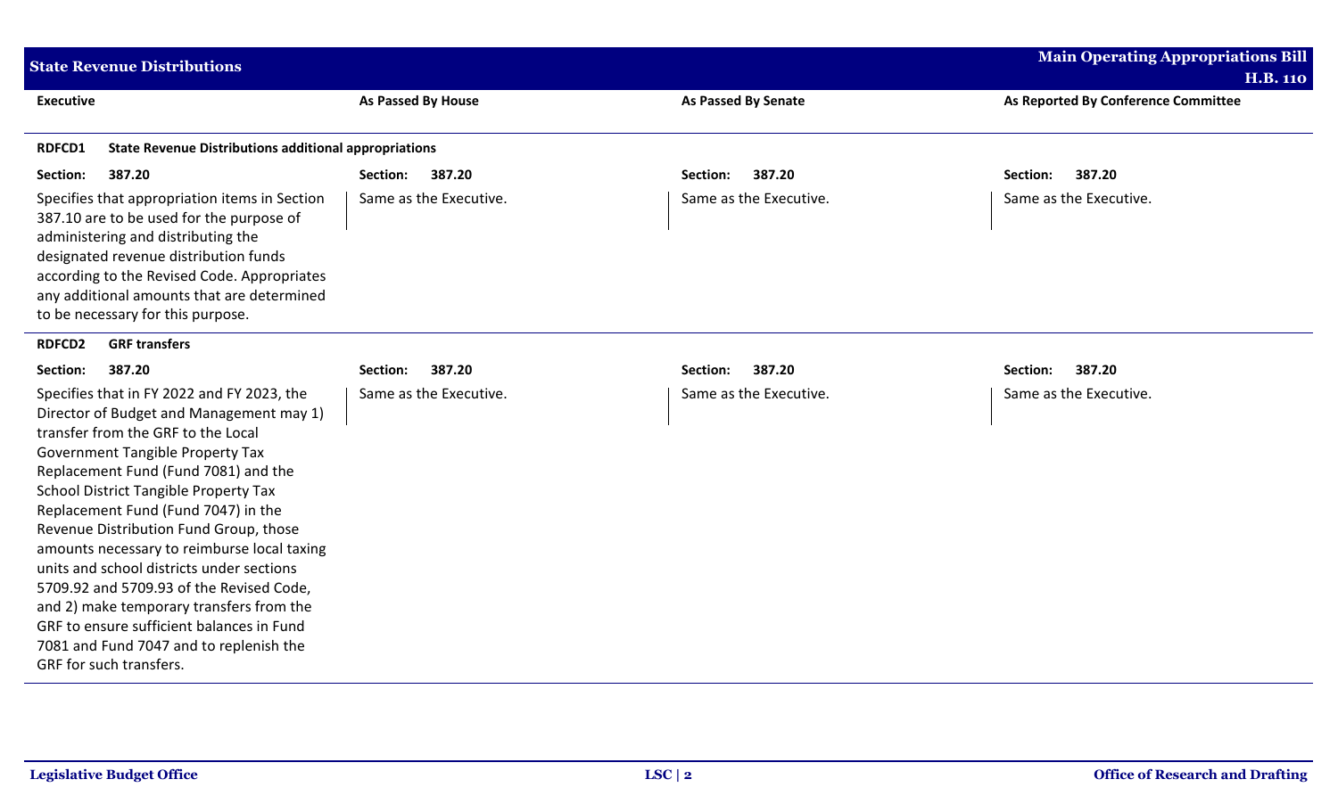| Executive | As Passed By House | As Passed By Senate | As Reported By Conference Committee |
|---|---|---|---|
| **RDFCD1 State Revenue Distributions additional appropriations** | | | |
| **Section: 387.20** | **Section: 387.20** | **Section: 387.20** | **Section: 387.20** |
| Specifies that appropriation items in Section 387.10 are to be used for the purpose of administering and distributing the designated revenue distribution funds according to the Revised Code. Appropriates any additional amounts that are determined to be necessary for this purpose. | Same as the Executive. | Same as the Executive. | Same as the Executive. |
| **RDFCD2 GRF transfers** | | | |
| **Section: 387.20** | **Section: 387.20** | **Section: 387.20** | **Section: 387.20** |
| Specifies that in FY 2022 and FY 2023, the Director of Budget and Management may 1) transfer from the GRF to the Local Government Tangible Property Tax Replacement Fund (Fund 7081) and the School District Tangible Property Tax Replacement Fund (Fund 7047) in the Revenue Distribution Fund Group, those amounts necessary to reimburse local taxing units and school districts under sections 5709.92 and 5709.93 of the Revised Code, and 2) make temporary transfers from the GRF to ensure sufficient balances in Fund 7081 and Fund 7047 and to replenish the GRF for such transfers. | Same as the Executive. | Same as the Executive. | Same as the Executive. |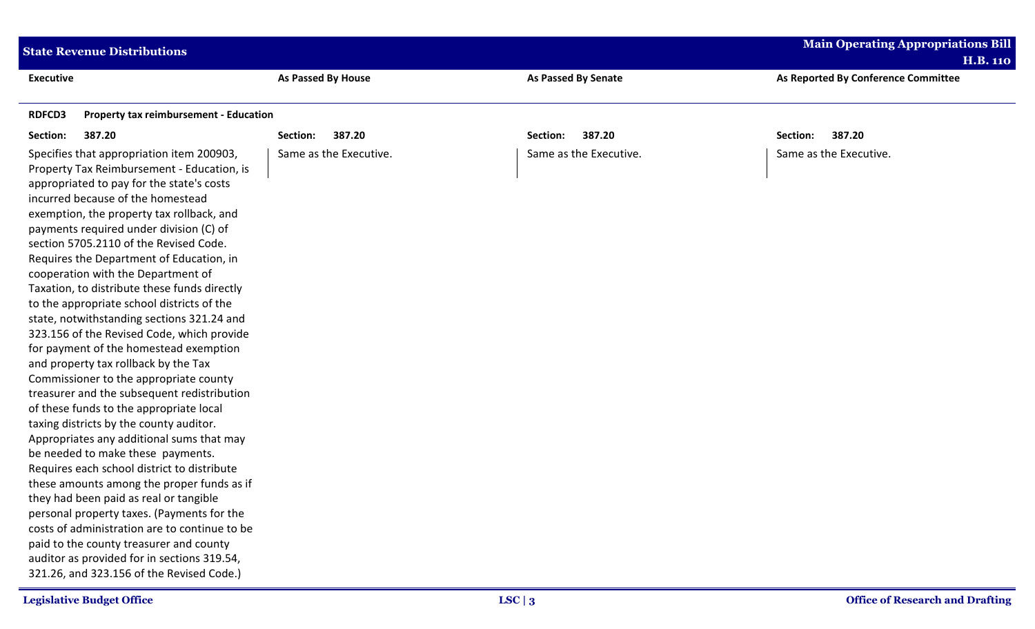| Executive | As Passed By House | As Passed By Senate | As Reported By Conference Committee |
|---|---|---|---|
| **RDFCD3 Property tax reimbursement - Education** | | | |
| **Section: 387.20** | **Section: 387.20** | **Section: 387.20** | **Section: 387.20** |
| Specifies that appropriation item 200903, Property Tax Reimbursement - Education, is appropriated to pay for the state's costs incurred because of the homestead exemption, the property tax rollback, and payments required under division (C) of section 5705.2110 of the Revised Code. Requires the Department of Education, in cooperation with the Department of Taxation, to distribute these funds directly to the appropriate school districts of the state, notwithstanding sections 321.24 and 323.156 of the Revised Code, which provide for payment of the homestead exemption and property tax rollback by the Tax Commissioner to the appropriate county treasurer and the subsequent redistribution of these funds to the appropriate local taxing districts by the county auditor. Appropriates any additional sums that may be needed to make these payments. Requires each school district to distribute these amounts among the proper funds as if they had been paid as real or tangible personal property taxes. (Payments for the costs of administration are to continue to be paid to the county treasurer and county auditor as provided for in sections 319.54, 321.26, and 323.156 of the Revised Code.) | Same as the Executive. | Same as the Executive. | Same as the Executive. |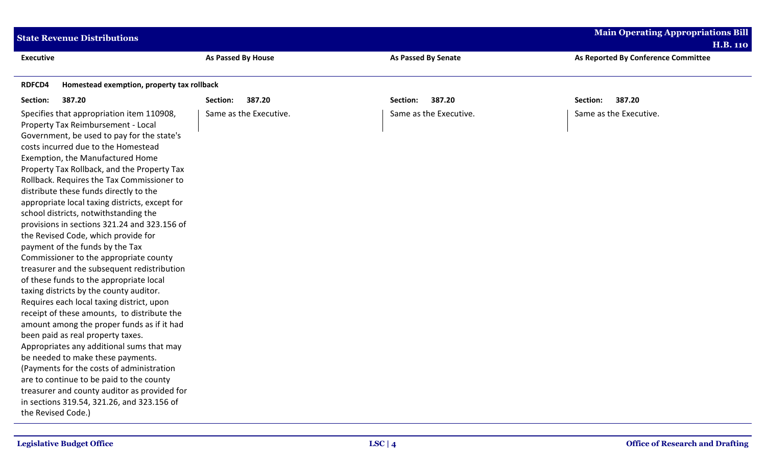| Executive | As Passed By House | As Passed By Senate | As Reported By Conference Committee |
|---|---|---|---|
| **RDFCD4 Homestead exemption, property tax rollback** | | | |
| **Section: 387.20** | **Section: 387.20** | **Section: 387.20** | **Section: 387.20** |
| Specifies that appropriation item 110908, Property Tax Reimbursement - Local Government, be used to pay for the state's costs incurred due to the Homestead Exemption, the Manufactured Home Property Tax Rollback, and the Property Tax Rollback. Requires the Tax Commissioner to distribute these funds directly to the appropriate local taxing districts, except for school districts, notwithstanding the provisions in sections 321.24 and 323.156 of the Revised Code, which provide for payment of the funds by the Tax Commissioner to the appropriate county treasurer and the subsequent redistribution of these funds to the appropriate local taxing districts by the county auditor. Requires each local taxing district, upon receipt of these amounts, to distribute the amount among the proper funds as if it had been paid as real property taxes. Appropriates any additional sums that may be needed to make these payments. (Payments for the costs of administration are to continue to be paid to the county treasurer and county auditor as provided for in sections 319.54, 321.26, and 323.156 of the Revised Code.) | Same as the Executive. | Same as the Executive. | Same as the Executive. |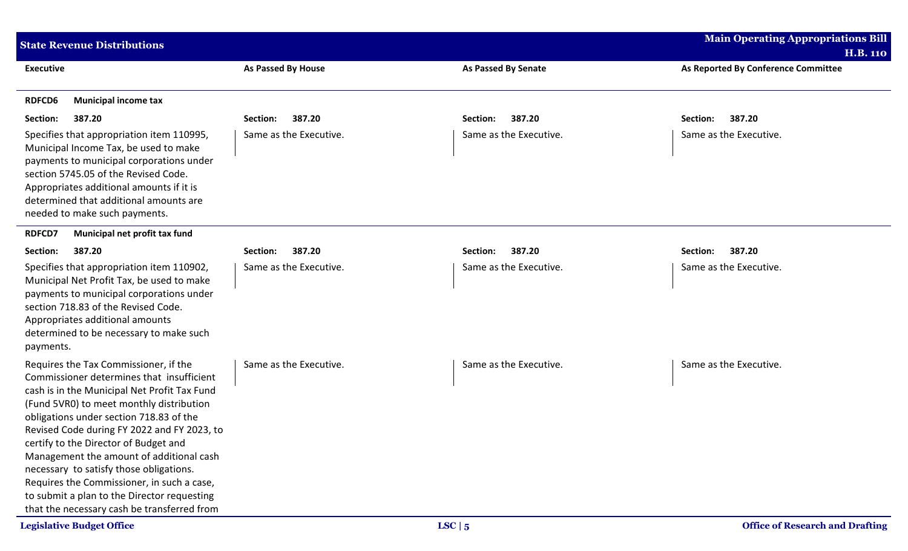| Executive | As Passed By House | As Passed By Senate | As Reported By Conference Committee |
|---|---|---|---|
| **RDFCD6 Municipal income tax** | | | |
| **Section: 387.20** | **Section: 387.20** | **Section: 387.20** | **Section: 387.20** |
| Specifies that appropriation item 110995, Municipal Income Tax, be used to make payments to municipal corporations under section 5745.05 of the Revised Code. Appropriates additional amounts if it is determined that additional amounts are needed to make such payments. | Same as the Executive. | Same as the Executive. | Same as the Executive. |
| **RDFCD7 Municipal net profit tax fund** | | | |
| **Section: 387.20** | **Section: 387.20** | **Section: 387.20** | **Section: 387.20** |
| Specifies that appropriation item 110902, Municipal Net Profit Tax, be used to make payments to municipal corporations under section 718.83 of the Revised Code. Appropriates additional amounts determined to be necessary to make such payments. | Same as the Executive. | Same as the Executive. | Same as the Executive. |
| Requires the Tax Commissioner, if the Commissioner determines that insufficient cash is in the Municipal Net Profit Tax Fund (Fund 5VR0) to meet monthly distribution obligations under section 718.83 of the Revised Code during FY 2022 and FY 2023, to certify to the Director of Budget and Management the amount of additional cash necessary to satisfy those obligations. Requires the Commissioner, in such a case, to submit a plan to the Director requesting that the necessary cash be transferred from | Same as the Executive. | Same as the Executive. | Same as the Executive. |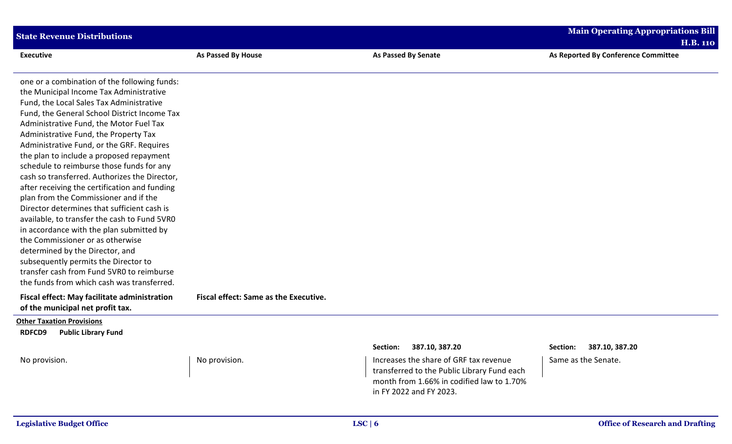| Executive | As Passed By House | As Passed By Senate | As Reported By Conference Committee |
|---|---|---|---|
| one or a combination of the following funds: the Municipal Income Tax Administrative Fund, the Local Sales Tax Administrative Fund, the General School District Income Tax Administrative Fund, the Motor Fuel Tax Administrative Fund, the Property Tax Administrative Fund, or the GRF. Requires the plan to include a proposed repayment schedule to reimburse those funds for any cash so transferred. Authorizes the Director, after receiving the certification and funding plan from the Commissioner and if the Director determines that sufficient cash is available, to transfer the cash to Fund 5VR0 in accordance with the plan submitted by the Commissioner or as otherwise determined by the Director, and subsequently permits the Director to transfer cash from Fund 5VR0 to reimburse the funds from which cash was transferred. | | | |
| **Fiscal effect: May facilitate administration of the municipal net profit tax.** | **Fiscal effect: Same as the Executive.** | | |

**Other Taxation Provisions**

**RDFCD9 Public Library Fund**

| Executive | As Passed By House | As Passed By Senate | As Reported By Conference Committee |
|---|---|---|---|
| | | **Section: 387.10, 387.20** | **Section: 387.10, 387.20** |
| No provision. | No provision. | Increases the share of GRF tax revenue transferred to the Public Library Fund each month from 1.66% in codified law to 1.70% in FY 2022 and FY 2023. | Same as the Senate. |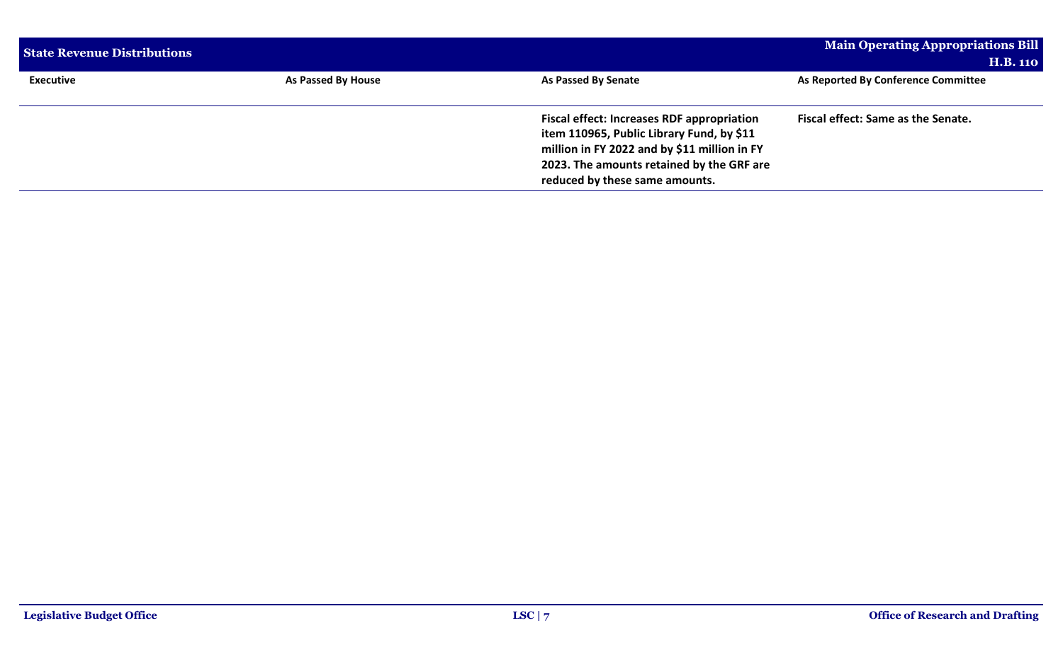| Executive | As Passed By House | As Passed By Senate | As Reported By Conference Committee |
|---|---|---|---|
| | | **Fiscal effect: Increases RDF appropriation item 110965, Public Library Fund, by $11 million in FY 2022 and by $11 million in FY 2023. The amounts retained by the GRF are reduced by these same amounts.** | **Fiscal effect: Same as the Senate.** |